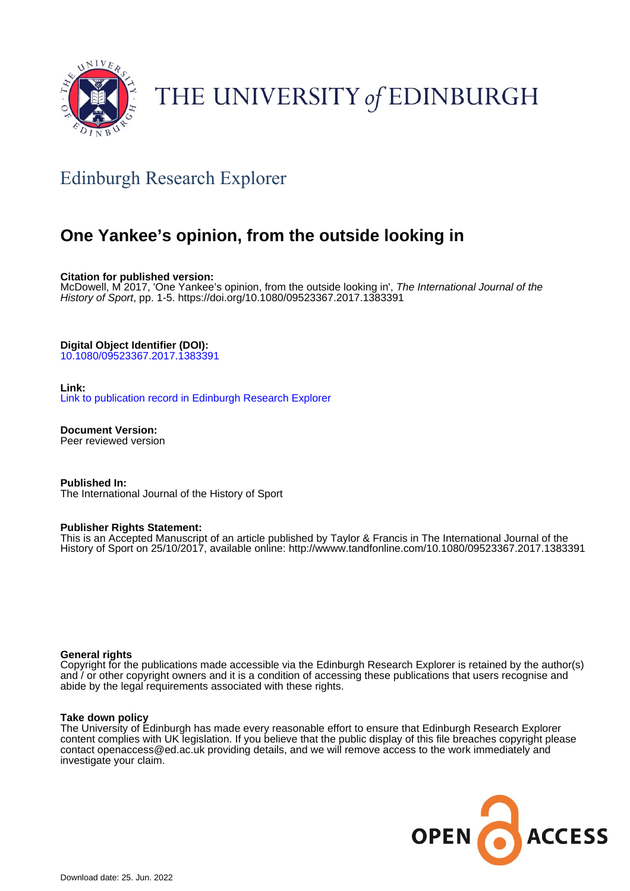THE UNIVERSITY *of* EDINBURGH

## Edinburgh Research Explorer

# One Yankee's opinion, from the outside looking in

**Citation for published version:**
McDowell, M 2017, 'One Yankee's opinion, from the outside looking in', *The International Journal of the History of Sport*, pp. 1-5. https://doi.org/10.1080/09523367.2017.1383391

**Digital Object Identifier (DOI):**
10.1080/09523367.2017.1383391

**Link:**
Link to publication record in Edinburgh Research Explorer

**Document Version:**
Peer reviewed version

**Published In:**
The International Journal of the History of Sport

**Publisher Rights Statement:**
This is an Accepted Manuscript of an article published by Taylor & Francis in The International Journal of the History of Sport on 25/10/2017, available online: http://wwww.tandfonline.com/10.1080/09523367.2017.1383391

**General rights**
Copyright for the publications made accessible via the Edinburgh Research Explorer is retained by the author(s) and / or other copyright owners and it is a condition of accessing these publications that users recognise and abide by the legal requirements associated with these rights.

**Take down policy**
The University of Edinburgh has made every reasonable effort to ensure that Edinburgh Research Explorer content complies with UK legislation. If you believe that the public display of this file breaches copyright please contact openaccess@ed.ac.uk providing details, and we will remove access to the work immediately and investigate your claim.

OPEN ACCESS

Download date: 25. Jun. 2022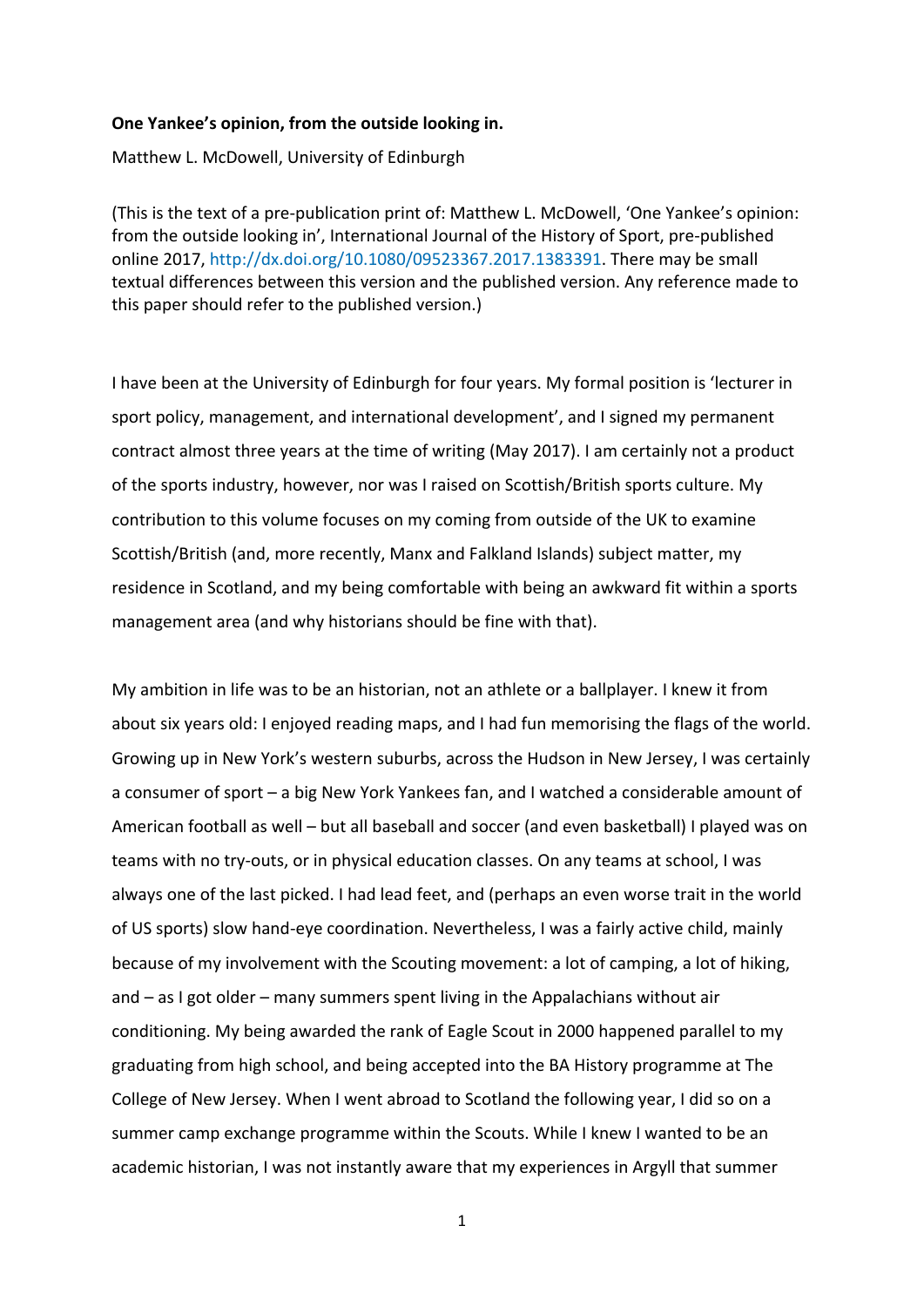**One Yankee's opinion, from the outside looking in.**

Matthew L. McDowell, University of Edinburgh

(This is the text of a pre-publication print of: Matthew L. McDowell, 'One Yankee's opinion: from the outside looking in', International Journal of the History of Sport, pre-published online 2017, http://dx.doi.org/10.1080/09523367.2017.1383391. There may be small textual differences between this version and the published version. Any reference made to this paper should refer to the published version.)

I have been at the University of Edinburgh for four years. My formal position is 'lecturer in sport policy, management, and international development', and I signed my permanent contract almost three years at the time of writing (May 2017). I am certainly not a product of the sports industry, however, nor was I raised on Scottish/British sports culture. My contribution to this volume focuses on my coming from outside of the UK to examine Scottish/British (and, more recently, Manx and Falkland Islands) subject matter, my residence in Scotland, and my being comfortable with being an awkward fit within a sports management area (and why historians should be fine with that).

My ambition in life was to be an historian, not an athlete or a ballplayer. I knew it from about six years old: I enjoyed reading maps, and I had fun memorising the flags of the world. Growing up in New York's western suburbs, across the Hudson in New Jersey, I was certainly a consumer of sport – a big New York Yankees fan, and I watched a considerable amount of American football as well – but all baseball and soccer (and even basketball) I played was on teams with no try-outs, or in physical education classes. On any teams at school, I was always one of the last picked. I had lead feet, and (perhaps an even worse trait in the world of US sports) slow hand-eye coordination. Nevertheless, I was a fairly active child, mainly because of my involvement with the Scouting movement: a lot of camping, a lot of hiking, and – as I got older – many summers spent living in the Appalachians without air conditioning. My being awarded the rank of Eagle Scout in 2000 happened parallel to my graduating from high school, and being accepted into the BA History programme at The College of New Jersey. When I went abroad to Scotland the following year, I did so on a summer camp exchange programme within the Scouts. While I knew I wanted to be an academic historian, I was not instantly aware that my experiences in Argyll that summer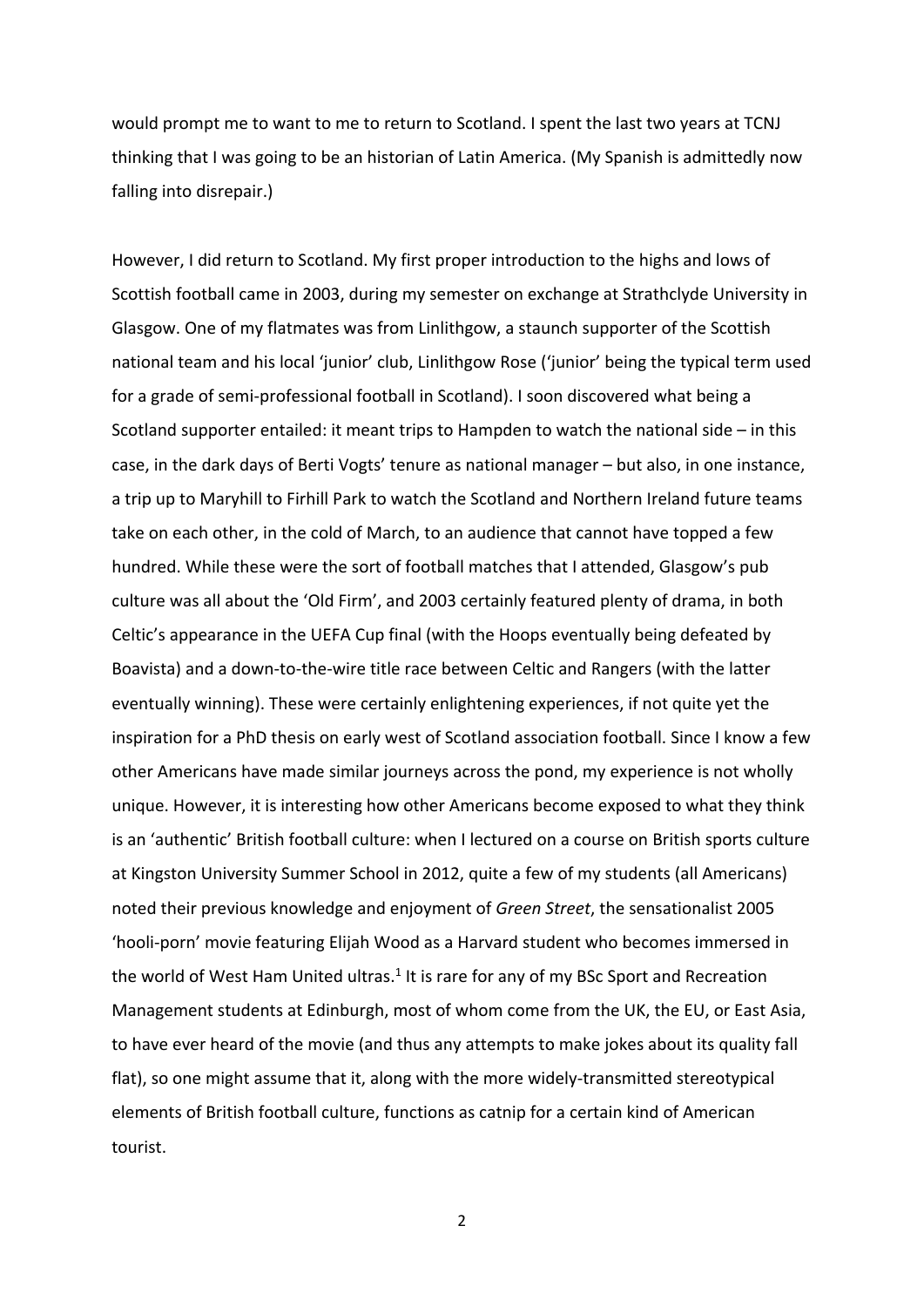would prompt me to want to me to return to Scotland. I spent the last two years at TCNJ thinking that I was going to be an historian of Latin America. (My Spanish is admittedly now falling into disrepair.)

However, I did return to Scotland. My first proper introduction to the highs and lows of Scottish football came in 2003, during my semester on exchange at Strathclyde University in Glasgow. One of my flatmates was from Linlithgow, a staunch supporter of the Scottish national team and his local 'junior' club, Linlithgow Rose ('junior' being the typical term used for a grade of semi-professional football in Scotland). I soon discovered what being a Scotland supporter entailed: it meant trips to Hampden to watch the national side – in this case, in the dark days of Berti Vogts' tenure as national manager – but also, in one instance, a trip up to Maryhill to Firhill Park to watch the Scotland and Northern Ireland future teams take on each other, in the cold of March, to an audience that cannot have topped a few hundred. While these were the sort of football matches that I attended, Glasgow's pub culture was all about the 'Old Firm', and 2003 certainly featured plenty of drama, in both Celtic's appearance in the UEFA Cup final (with the Hoops eventually being defeated by Boavista) and a down-to-the-wire title race between Celtic and Rangers (with the latter eventually winning). These were certainly enlightening experiences, if not quite yet the inspiration for a PhD thesis on early west of Scotland association football. Since I know a few other Americans have made similar journeys across the pond, my experience is not wholly unique. However, it is interesting how other Americans become exposed to what they think is an 'authentic' British football culture: when I lectured on a course on British sports culture at Kingston University Summer School in 2012, quite a few of my students (all Americans) noted their previous knowledge and enjoyment of *Green Street*, the sensationalist 2005 'hooli-porn' movie featuring Elijah Wood as a Harvard student who becomes immersed in the world of West Ham United ultras.[1] It is rare for any of my BSc Sport and Recreation Management students at Edinburgh, most of whom come from the UK, the EU, or East Asia, to have ever heard of the movie (and thus any attempts to make jokes about its quality fall flat), so one might assume that it, along with the more widely-transmitted stereotypical elements of British football culture, functions as catnip for a certain kind of American tourist.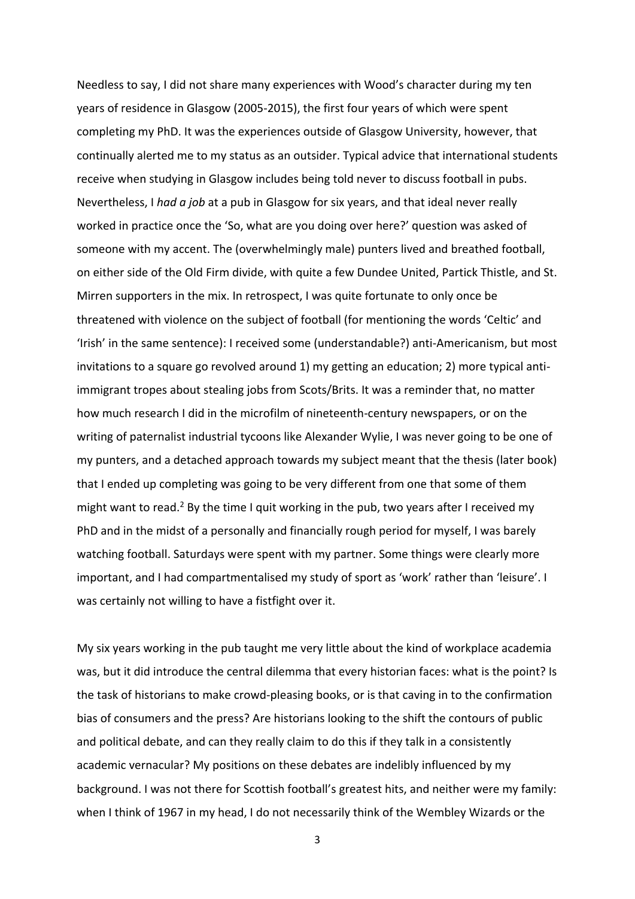Needless to say, I did not share many experiences with Wood's character during my ten years of residence in Glasgow (2005-2015), the first four years of which were spent completing my PhD. It was the experiences outside of Glasgow University, however, that continually alerted me to my status as an outsider. Typical advice that international students receive when studying in Glasgow includes being told never to discuss football in pubs. Nevertheless, I *had a job* at a pub in Glasgow for six years, and that ideal never really worked in practice once the 'So, what are you doing over here?' question was asked of someone with my accent. The (overwhelmingly male) punters lived and breathed football, on either side of the Old Firm divide, with quite a few Dundee United, Partick Thistle, and St. Mirren supporters in the mix. In retrospect, I was quite fortunate to only once be threatened with violence on the subject of football (for mentioning the words 'Celtic' and 'Irish' in the same sentence): I received some (understandable?) anti-Americanism, but most invitations to a square go revolved around 1) my getting an education; 2) more typical anti-immigrant tropes about stealing jobs from Scots/Brits. It was a reminder that, no matter how much research I did in the microfilm of nineteenth-century newspapers, or on the writing of paternalist industrial tycoons like Alexander Wylie, I was never going to be one of my punters, and a detached approach towards my subject meant that the thesis (later book) that I ended up completing was going to be very different from one that some of them might want to read.[2] By the time I quit working in the pub, two years after I received my PhD and in the midst of a personally and financially rough period for myself, I was barely watching football. Saturdays were spent with my partner. Some things were clearly more important, and I had compartmentalised my study of sport as 'work' rather than 'leisure'. I was certainly not willing to have a fistfight over it.

My six years working in the pub taught me very little about the kind of workplace academia was, but it did introduce the central dilemma that every historian faces: what is the point? Is the task of historians to make crowd-pleasing books, or is that caving in to the confirmation bias of consumers and the press? Are historians looking to the shift the contours of public and political debate, and can they really claim to do this if they talk in a consistently academic vernacular? My positions on these debates are indelibly influenced by my background. I was not there for Scottish football's greatest hits, and neither were my family: when I think of 1967 in my head, I do not necessarily think of the Wembley Wizards or the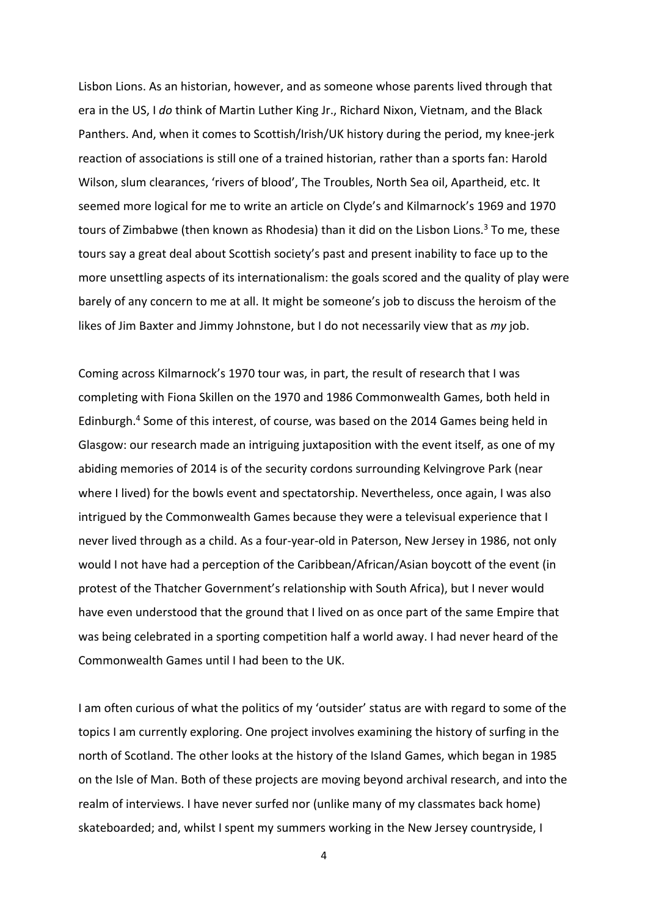Lisbon Lions. As an historian, however, and as someone whose parents lived through that era in the US, I *do* think of Martin Luther King Jr., Richard Nixon, Vietnam, and the Black Panthers. And, when it comes to Scottish/Irish/UK history during the period, my knee-jerk reaction of associations is still one of a trained historian, rather than a sports fan: Harold Wilson, slum clearances, 'rivers of blood', The Troubles, North Sea oil, Apartheid, etc. It seemed more logical for me to write an article on Clyde's and Kilmarnock's 1969 and 1970 tours of Zimbabwe (then known as Rhodesia) than it did on the Lisbon Lions.[3] To me, these tours say a great deal about Scottish society's past and present inability to face up to the more unsettling aspects of its internationalism: the goals scored and the quality of play were barely of any concern to me at all. It might be someone's job to discuss the heroism of the likes of Jim Baxter and Jimmy Johnstone, but I do not necessarily view that as *my* job.

Coming across Kilmarnock's 1970 tour was, in part, the result of research that I was completing with Fiona Skillen on the 1970 and 1986 Commonwealth Games, both held in Edinburgh.[4] Some of this interest, of course, was based on the 2014 Games being held in Glasgow: our research made an intriguing juxtaposition with the event itself, as one of my abiding memories of 2014 is of the security cordons surrounding Kelvingrove Park (near where I lived) for the bowls event and spectatorship. Nevertheless, once again, I was also intrigued by the Commonwealth Games because they were a televisual experience that I never lived through as a child. As a four-year-old in Paterson, New Jersey in 1986, not only would I not have had a perception of the Caribbean/African/Asian boycott of the event (in protest of the Thatcher Government's relationship with South Africa), but I never would have even understood that the ground that I lived on as once part of the same Empire that was being celebrated in a sporting competition half a world away. I had never heard of the Commonwealth Games until I had been to the UK.

I am often curious of what the politics of my 'outsider' status are with regard to some of the topics I am currently exploring. One project involves examining the history of surfing in the north of Scotland. The other looks at the history of the Island Games, which began in 1985 on the Isle of Man. Both of these projects are moving beyond archival research, and into the realm of interviews. I have never surfed nor (unlike many of my classmates back home) skateboarded; and, whilst I spent my summers working in the New Jersey countryside, I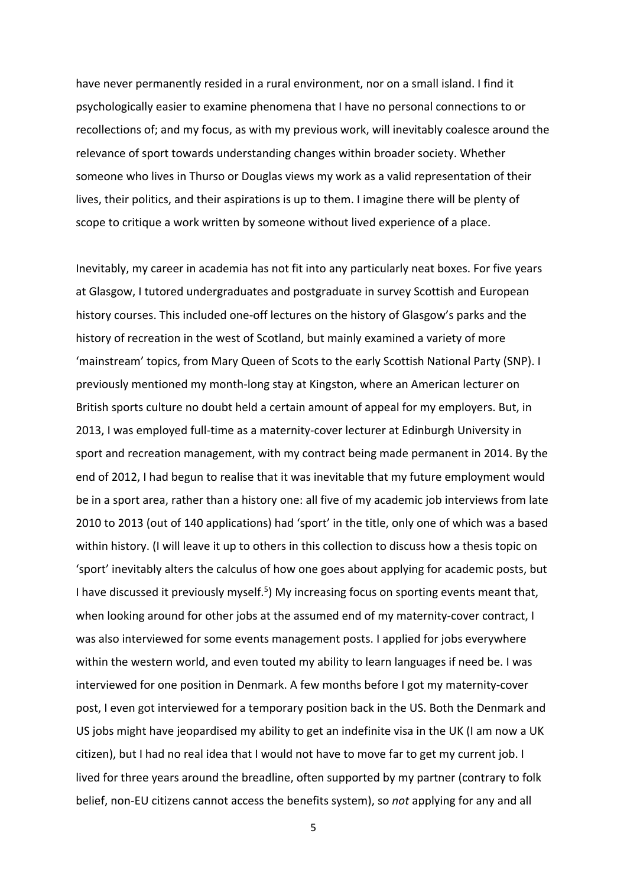have never permanently resided in a rural environment, nor on a small island. I find it psychologically easier to examine phenomena that I have no personal connections to or recollections of; and my focus, as with my previous work, will inevitably coalesce around the relevance of sport towards understanding changes within broader society. Whether someone who lives in Thurso or Douglas views my work as a valid representation of their lives, their politics, and their aspirations is up to them. I imagine there will be plenty of scope to critique a work written by someone without lived experience of a place.

Inevitably, my career in academia has not fit into any particularly neat boxes. For five years at Glasgow, I tutored undergraduates and postgraduate in survey Scottish and European history courses. This included one-off lectures on the history of Glasgow's parks and the history of recreation in the west of Scotland, but mainly examined a variety of more 'mainstream' topics, from Mary Queen of Scots to the early Scottish National Party (SNP). I previously mentioned my month-long stay at Kingston, where an American lecturer on British sports culture no doubt held a certain amount of appeal for my employers. But, in 2013, I was employed full-time as a maternity-cover lecturer at Edinburgh University in sport and recreation management, with my contract being made permanent in 2014. By the end of 2012, I had begun to realise that it was inevitable that my future employment would be in a sport area, rather than a history one: all five of my academic job interviews from late 2010 to 2013 (out of 140 applications) had 'sport' in the title, only one of which was a based within history. (I will leave it up to others in this collection to discuss how a thesis topic on 'sport' inevitably alters the calculus of how one goes about applying for academic posts, but I have discussed it previously myself.[5]) My increasing focus on sporting events meant that, when looking around for other jobs at the assumed end of my maternity-cover contract, I was also interviewed for some events management posts. I applied for jobs everywhere within the western world, and even touted my ability to learn languages if need be. I was interviewed for one position in Denmark. A few months before I got my maternity-cover post, I even got interviewed for a temporary position back in the US. Both the Denmark and US jobs might have jeopardised my ability to get an indefinite visa in the UK (I am now a UK citizen), but I had no real idea that I would not have to move far to get my current job. I lived for three years around the breadline, often supported by my partner (contrary to folk belief, non-EU citizens cannot access the benefits system), so *not* applying for any and all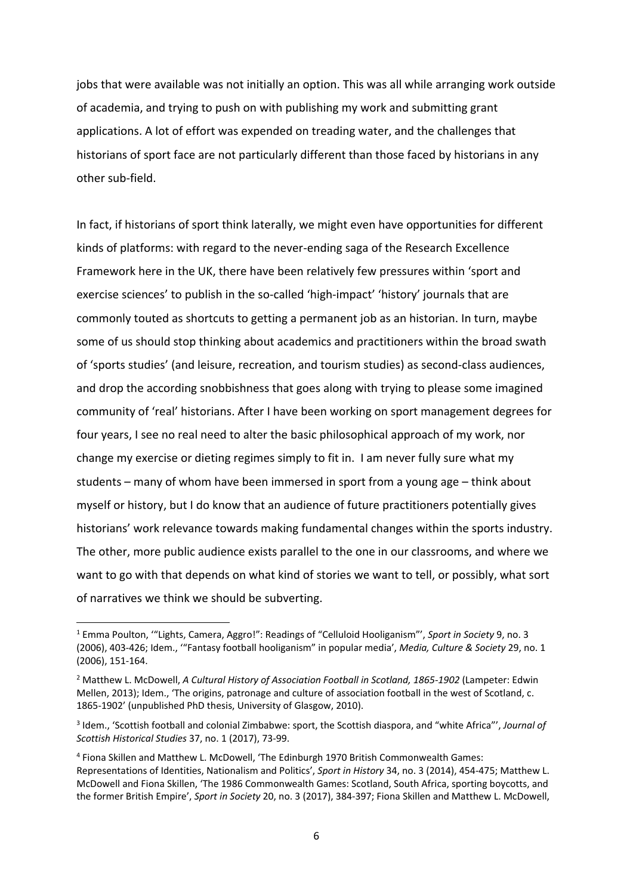jobs that were available was not initially an option. This was all while arranging work outside of academia, and trying to push on with publishing my work and submitting grant applications. A lot of effort was expended on treading water, and the challenges that historians of sport face are not particularly different than those faced by historians in any other sub-field.

In fact, if historians of sport think laterally, we might even have opportunities for different kinds of platforms: with regard to the never-ending saga of the Research Excellence Framework here in the UK, there have been relatively few pressures within 'sport and exercise sciences' to publish in the so-called 'high-impact' 'history' journals that are commonly touted as shortcuts to getting a permanent job as an historian. In turn, maybe some of us should stop thinking about academics and practitioners within the broad swath of 'sports studies' (and leisure, recreation, and tourism studies) as second-class audiences, and drop the according snobbishness that goes along with trying to please some imagined community of 'real' historians. After I have been working on sport management degrees for four years, I see no real need to alter the basic philosophical approach of my work, nor change my exercise or dieting regimes simply to fit in. I am never fully sure what my students – many of whom have been immersed in sport from a young age – think about myself or history, but I do know that an audience of future practitioners potentially gives historians' work relevance towards making fundamental changes within the sports industry. The other, more public audience exists parallel to the one in our classrooms, and where we want to go with that depends on what kind of stories we want to tell, or possibly, what sort of narratives we think we should be subverting.

---

[1] Emma Poulton, '"Lights, Camera, Aggro!": Readings of "Celluloid Hooliganism"', *Sport in Society* 9, no. 3 (2006), 403-426; Idem., '"Fantasy football hooliganism" in popular media', *Media, Culture & Society* 29, no. 1 (2006), 151-164.

[2] Matthew L. McDowell, *A Cultural History of Association Football in Scotland, 1865-1902* (Lampeter: Edwin Mellen, 2013); Idem., 'The origins, patronage and culture of association football in the west of Scotland, c. 1865-1902' (unpublished PhD thesis, University of Glasgow, 2010).

[3] Idem., 'Scottish football and colonial Zimbabwe: sport, the Scottish diaspora, and "white Africa"', *Journal of Scottish Historical Studies* 37, no. 1 (2017), 73-99.

[4] Fiona Skillen and Matthew L. McDowell, 'The Edinburgh 1970 British Commonwealth Games: Representations of Identities, Nationalism and Politics', *Sport in History* 34, no. 3 (2014), 454-475; Matthew L. McDowell and Fiona Skillen, 'The 1986 Commonwealth Games: Scotland, South Africa, sporting boycotts, and the former British Empire', *Sport in Society* 20, no. 3 (2017), 384-397; Fiona Skillen and Matthew L. McDowell,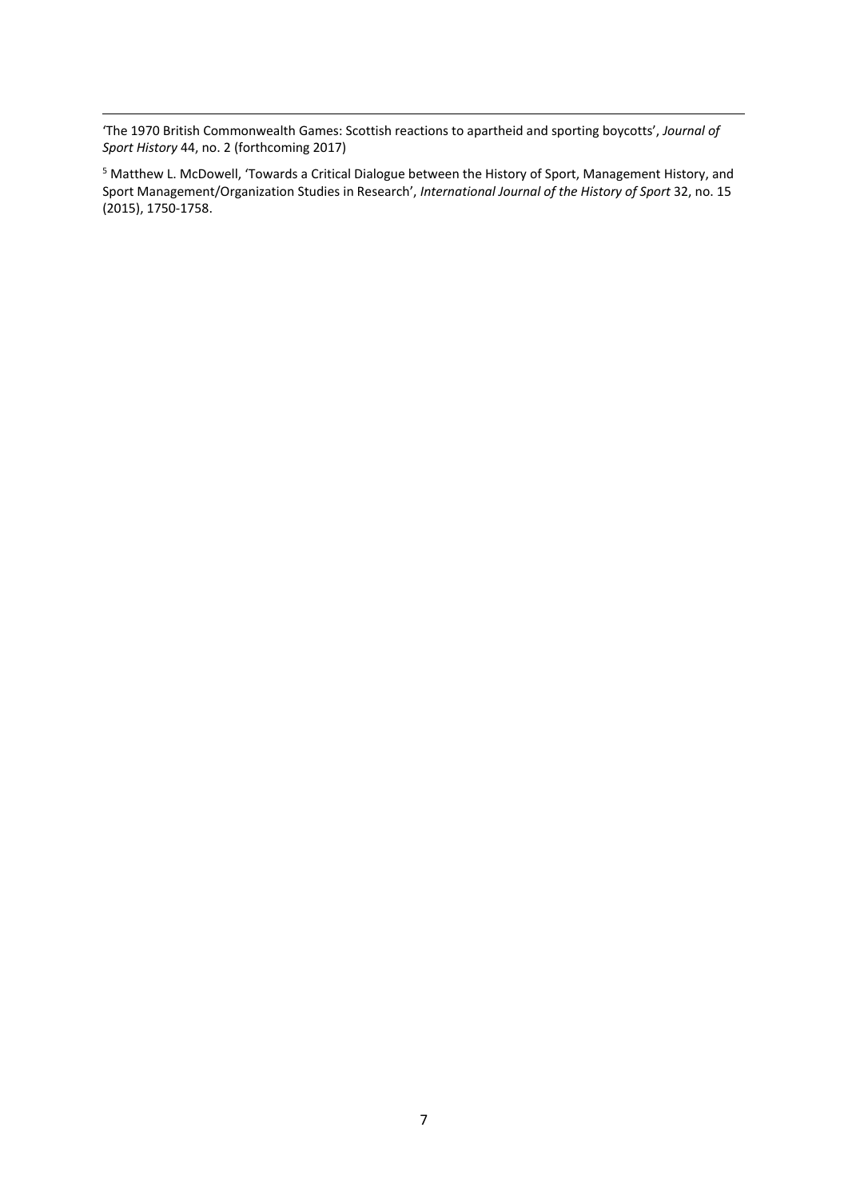'The 1970 British Commonwealth Games: Scottish reactions to apartheid and sporting boycotts', *Journal of Sport History* 44, no. 2 (forthcoming 2017)

[5] Matthew L. McDowell, 'Towards a Critical Dialogue between the History of Sport, Management History, and Sport Management/Organization Studies in Research', *International Journal of the History of Sport* 32, no. 15 (2015), 1750-1758.